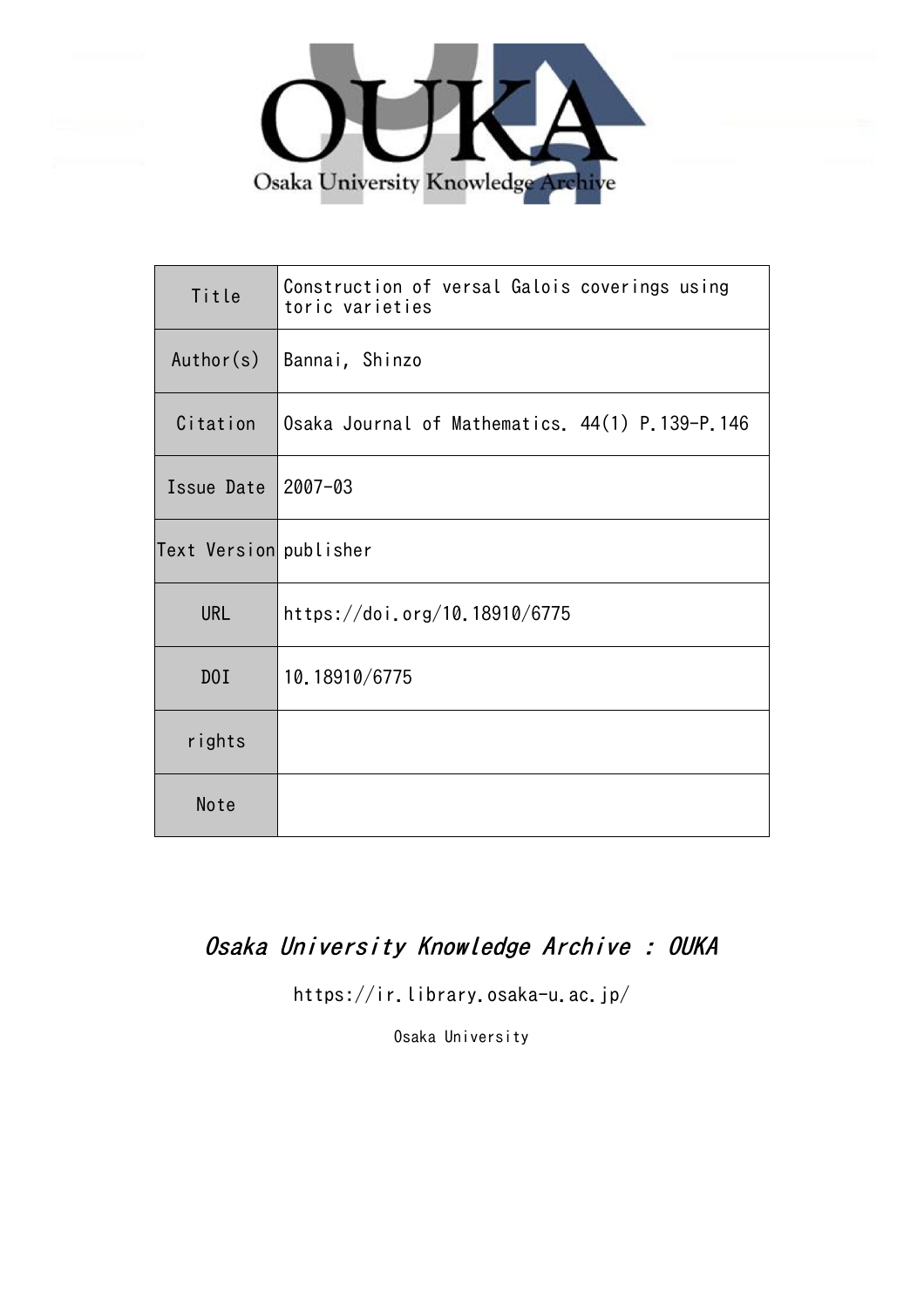Osaka University Knowledge Archive

| Title | Construction of versal Galois coverings using toric varieties |
| --- | --- |
| Author(s) | Bannai, Shinzo |
| Citation | Osaka Journal of Mathematics. 44(1) P.139-P.146 |
| Issue Date | 2007-03 |
| Text Version | publisher |
| URL | https://doi.org/10.18910/6775 |
| DOI | 10.18910/6775 |
| rights | |
| Note | |

*Osaka University Knowledge Archive : OUKA*

https://ir.library.osaka-u.ac.jp/

Osaka University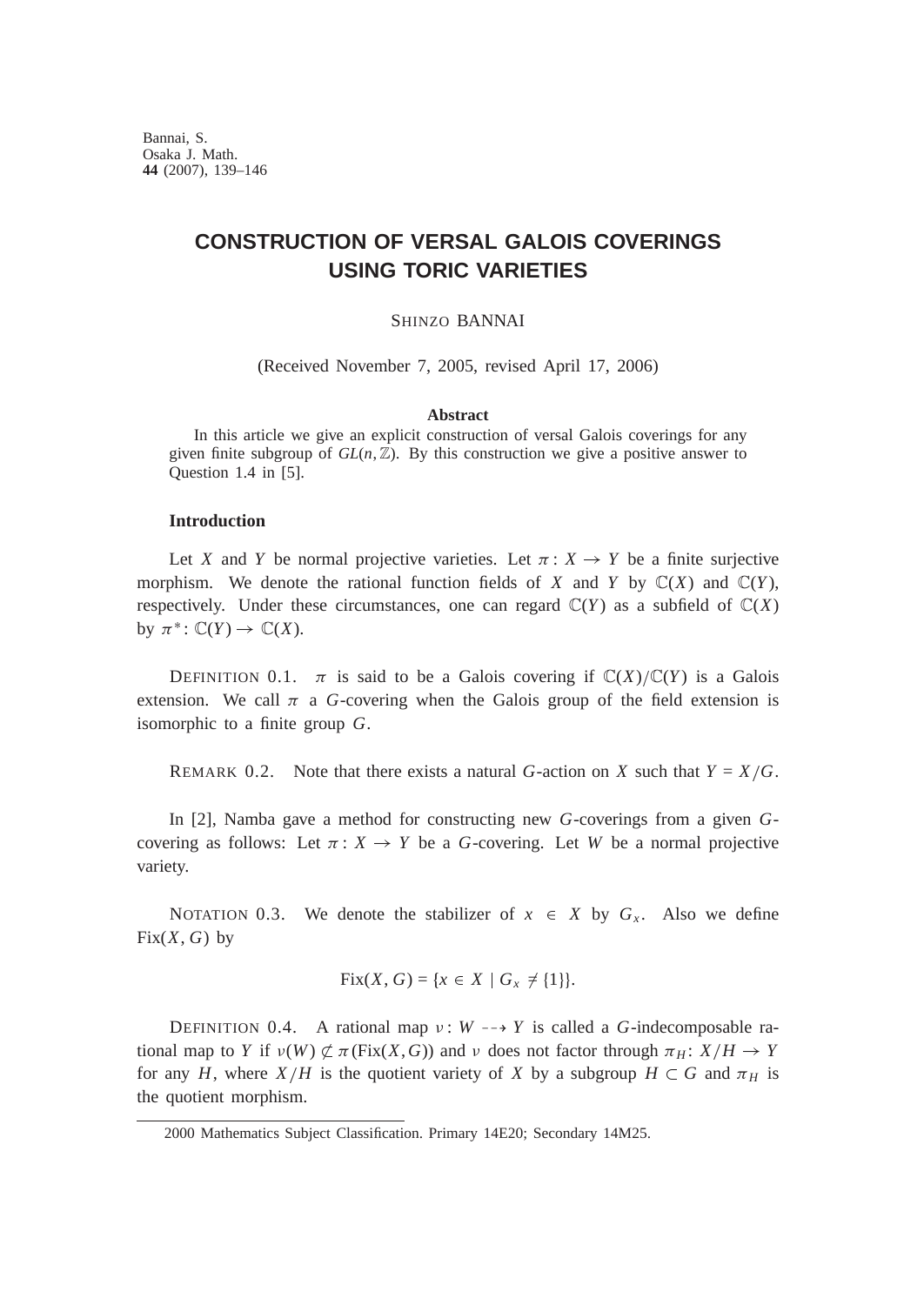Bannai, S.
Osaka J. Math.
**44** (2007), 139–146

# CONSTRUCTION OF VERSAL GALOIS COVERINGS USING TORIC VARIETIES

SHINZO BANNAI

(Received November 7, 2005, revised April 17, 2006)

### Abstract

In this article we give an explicit construction of versal Galois coverings for any given finite subgroup of $GL(n,\mathbb{Z})$. By this construction we give a positive answer to Question 1.4 in [5].

## Introduction

Let $X$ and $Y$ be normal projective varieties. Let $\pi: X \to Y$ be a finite surjective morphism. We denote the rational function fields of $X$ and $Y$ by $\mathbb{C}(X)$ and $\mathbb{C}(Y)$, respectively. Under these circumstances, one can regard $\mathbb{C}(Y)$ as a subfield of $\mathbb{C}(X)$ by $\pi^*: \mathbb{C}(Y) \to \mathbb{C}(X)$.

DEFINITION 0.1. $\pi$ is said to be a Galois covering if $\mathbb{C}(X)/\mathbb{C}(Y)$ is a Galois extension. We call $\pi$ a $G$-covering when the Galois group of the field extension is isomorphic to a finite group $G$.

REMARK 0.2. Note that there exists a natural $G$-action on $X$ such that $Y = X/G$.

In [2], Namba gave a method for constructing new $G$-coverings from a given $G$-covering as follows: Let $\pi: X \to Y$ be a $G$-covering. Let $W$ be a normal projective variety.

NOTATION 0.3. We denote the stabilizer of $x \in X$ by $G_x$. Also we define $\mathrm{Fix}(X, G)$ by

$$\mathrm{Fix}(X, G) = \{x \in X \mid G_x \neq \{1\}\}.$$

DEFINITION 0.4. A rational map $\nu: W \dashrightarrow Y$ is called a $G$-indecomposable rational map to $Y$ if $\nu(W) \not\subset \pi(\mathrm{Fix}(X, G))$ and $\nu$ does not factor through $\pi_H: X/H \to Y$ for any $H$, where $X/H$ is the quotient variety of $X$ by a subgroup $H \subset G$ and $\pi_H$ is the quotient morphism.

2000 Mathematics Subject Classification. Primary 14E20; Secondary 14M25.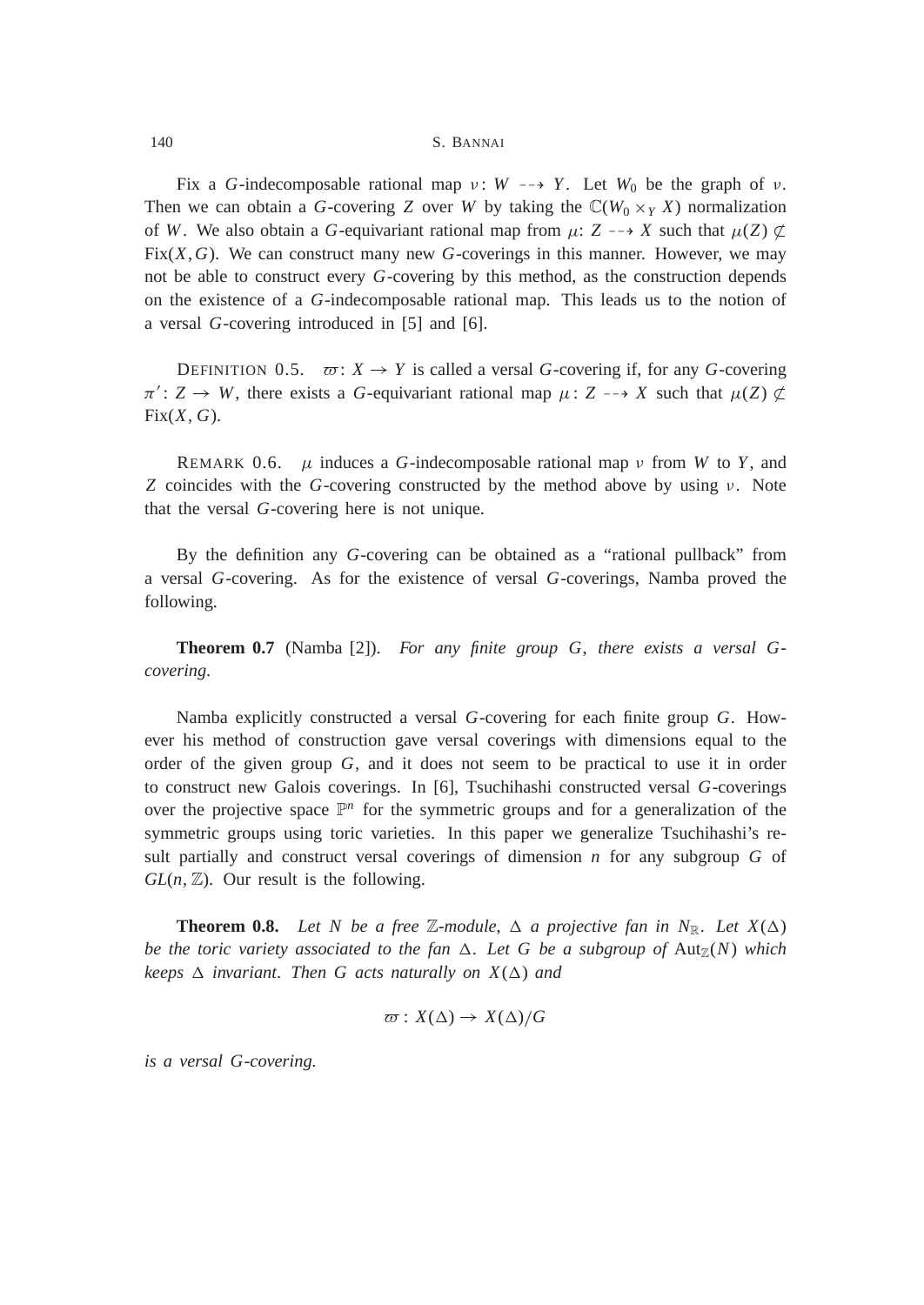Fix a $G$-indecomposable rational map $\nu: W \dashrightarrow Y$. Let $W_0$ be the graph of $\nu$. Then we can obtain a $G$-covering $Z$ over $W$ by taking the $\mathbb{C}(W_0 \times_Y X)$ normalization of $W$. We also obtain a $G$-equivariant rational map from $\mu$: $Z \dashrightarrow X$ such that $\mu(Z) \not\subset \mathrm{Fix}(X, G)$. We can construct many new $G$-coverings in this manner. However, we may not be able to construct every $G$-covering by this method, as the construction depends on the existence of a $G$-indecomposable rational map. This leads us to the notion of a versal $G$-covering introduced in [5] and [6].

DEFINITION 0.5. $\varpi: X \to Y$ is called a versal $G$-covering if, for any $G$-covering $\pi': Z \to W$, there exists a $G$-equivariant rational map $\mu: Z \dashrightarrow X$ such that $\mu(Z) \not\subset \mathrm{Fix}(X, G)$.

REMARK 0.6. $\mu$ induces a $G$-indecomposable rational map $\nu$ from $W$ to $Y$, and $Z$ coincides with the $G$-covering constructed by the method above by using $\nu$. Note that the versal $G$-covering here is not unique.

By the definition any $G$-covering can be obtained as a "rational pullback" from a versal $G$-covering. As for the existence of versal $G$-coverings, Namba proved the following.

**Theorem 0.7** (Namba [2]). *For any finite group $G$, there exists a versal $G$-covering.*

Namba explicitly constructed a versal $G$-covering for each finite group $G$. However his method of construction gave versal coverings with dimensions equal to the order of the given group $G$, and it does not seem to be practical to use it in order to construct new Galois coverings. In [6], Tsuchihashi constructed versal $G$-coverings over the projective space $\mathbb{P}^n$ for the symmetric groups and for a generalization of the symmetric groups using toric varieties. In this paper we generalize Tsuchihashi's result partially and construct versal coverings of dimension $n$ for any subgroup $G$ of $GL(n, \mathbb{Z})$. Our result is the following.

**Theorem 0.8.** *Let $N$ be a free $\mathbb{Z}$-module, $\Delta$ a projective fan in $N_{\mathbb{R}}$. Let $X(\Delta)$ be the toric variety associated to the fan $\Delta$. Let $G$ be a subgroup of $\mathrm{Aut}_{\mathbb{Z}}(N)$ which keeps $\Delta$ invariant. Then $G$ acts naturally on $X(\Delta)$ and*

$$\varpi : X(\Delta) \to X(\Delta)/G$$

*is a versal $G$-covering.*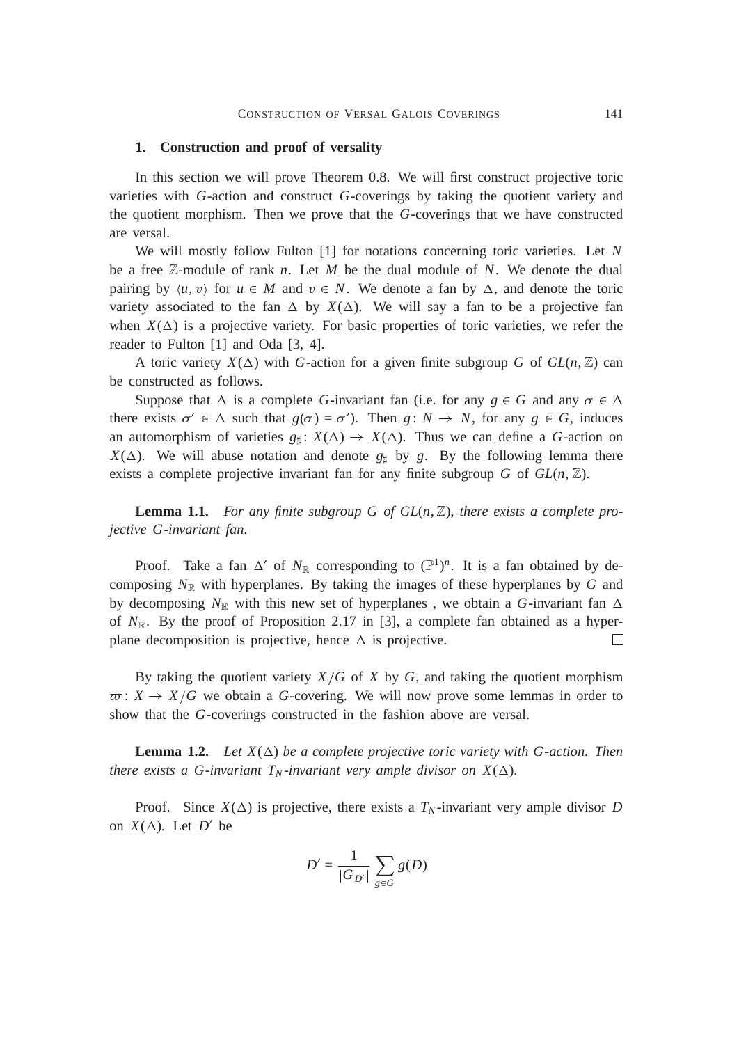## 1. Construction and proof of versality

In this section we will prove Theorem 0.8. We will first construct projective toric varieties with $G$-action and construct $G$-coverings by taking the quotient variety and the quotient morphism. Then we prove that the $G$-coverings that we have constructed are versal.

We will mostly follow Fulton [1] for notations concerning toric varieties. Let $N$ be a free $\mathbb{Z}$-module of rank $n$. Let $M$ be the dual module of $N$. We denote the dual pairing by $\langle u, v\rangle$ for $u \in M$ and $v \in N$. We denote a fan by $\Delta$, and denote the toric variety associated to the fan $\Delta$ by $X(\Delta)$. We will say a fan to be a projective fan when $X(\Delta)$ is a projective variety. For basic properties of toric varieties, we refer the reader to Fulton [1] and Oda [3, 4].

A toric variety $X(\Delta)$ with $G$-action for a given finite subgroup $G$ of $GL(n, \mathbb{Z})$ can be constructed as follows.

Suppose that $\Delta$ is a complete $G$-invariant fan (i.e. for any $g \in G$ and any $\sigma \in \Delta$ there exists $\sigma' \in \Delta$ such that $g(\sigma) = \sigma'$). Then $g: N \to N$, for any $g \in G$, induces an automorphism of varieties $g_\sharp: X(\Delta) \to X(\Delta)$. Thus we can define a $G$-action on $X(\Delta)$. We will abuse notation and denote $g_\sharp$ by $g$. By the following lemma there exists a complete projective invariant fan for any finite subgroup $G$ of $GL(n, \mathbb{Z})$.

**Lemma 1.1.** *For any finite subgroup $G$ of $GL(n, \mathbb{Z})$, there exists a complete projective $G$-invariant fan.*

Proof. Take a fan $\Delta'$ of $N_{\mathbb{R}}$ corresponding to $(\mathbb{P}^1)^n$. It is a fan obtained by decomposing $N_{\mathbb{R}}$ with hyperplanes. By taking the images of these hyperplanes by $G$ and by decomposing $N_{\mathbb{R}}$ with this new set of hyperplanes , we obtain a $G$-invariant fan $\Delta$ of $N_{\mathbb{R}}$. By the proof of Proposition 2.17 in [3], a complete fan obtained as a hyperplane decomposition is projective, hence $\Delta$ is projective. □

By taking the quotient variety $X/G$ of $X$ by $G$, and taking the quotient morphism $\varpi: X \to X/G$ we obtain a $G$-covering. We will now prove some lemmas in order to show that the $G$-coverings constructed in the fashion above are versal.

**Lemma 1.2.** *Let $X(\Delta)$ be a complete projective toric variety with $G$-action. Then there exists a $G$-invariant $T_N$-invariant very ample divisor on $X(\Delta)$.*

Proof. Since $X(\Delta)$ is projective, there exists a $T_N$-invariant very ample divisor $D$ on $X(\Delta)$. Let $D'$ be

$$D' = \frac{1}{|G_{D'}|} \sum_{g \in G} g(D)$$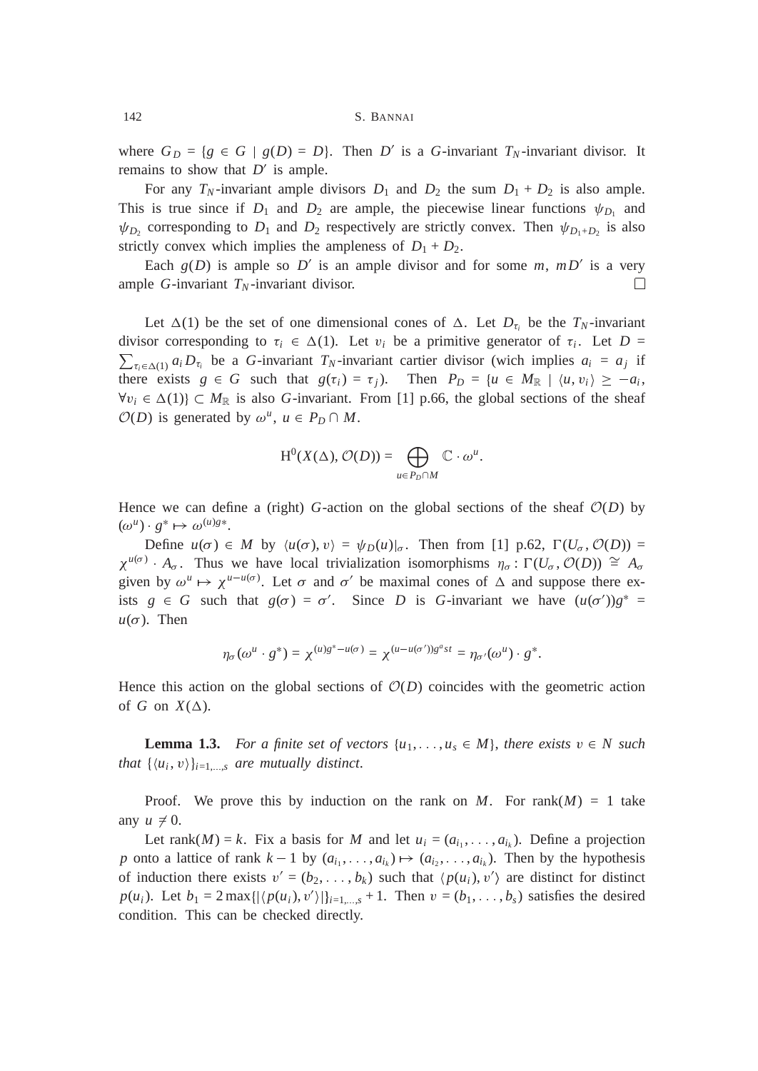where $G_D = \{g \in G \mid g(D) = D\}$. Then $D'$ is a $G$-invariant $T_N$-invariant divisor. It remains to show that $D'$ is ample.

For any $T_N$-invariant ample divisors $D_1$ and $D_2$ the sum $D_1 + D_2$ is also ample. This is true since if $D_1$ and $D_2$ are ample, the piecewise linear functions $\psi_{D_1}$ and $\psi_{D_2}$ corresponding to $D_1$ and $D_2$ respectively are strictly convex. Then $\psi_{D_1+D_2}$ is also strictly convex which implies the ampleness of $D_1 + D_2$.

Each $g(D)$ is ample so $D'$ is an ample divisor and for some $m$, $mD'$ is a very ample $G$-invariant $T_N$-invariant divisor. □

Let $\Delta(1)$ be the set of one dimensional cones of $\Delta$. Let $D_{\tau_i}$ be the $T_N$-invariant divisor corresponding to $\tau_i \in \Delta(1)$. Let $v_i$ be a primitive generator of $\tau_i$. Let $D = \sum_{\tau_i \in \Delta(1)} a_i D_{\tau_i}$ be a $G$-invariant $T_N$-invariant cartier divisor (wich implies $a_i = a_j$ if there exists $g \in G$ such that $g(\tau_i) = \tau_j$). Then $P_D = \{u \in M_{\mathbb{R}} \mid \langle u, v_i \rangle \geq -a_i, \forall v_i \in \Delta(1)\} \subset M_{\mathbb{R}}$ is also $G$-invariant. From [1] p.66, the global sections of the sheaf $\mathcal{O}(D)$ is generated by $\omega^u$, $u \in P_D \cap M$.

$$\mathrm{H}^0(X(\Delta), \mathcal{O}(D)) = \bigoplus_{u \in P_D \cap M} \mathbb{C} \cdot \omega^u.$$

Hence we can define a (right) $G$-action on the global sections of the sheaf $\mathcal{O}(D)$ by $(\omega^u) \cdot g^* \mapsto \omega^{(u)g^*}$.

Define $u(\sigma) \in M$ by $\langle u(\sigma), v \rangle = \psi_D(u)|_\sigma$. Then from [1] p.62, $\Gamma(U_\sigma, \mathcal{O}(D)) = \chi^{u(\sigma)} \cdot A_\sigma$. Thus we have local trivialization isomorphisms $\eta_\sigma \colon \Gamma(U_\sigma, \mathcal{O}(D)) \cong A_\sigma$ given by $\omega^u \mapsto \chi^{u-u(\sigma)}$. Let $\sigma$ and $\sigma'$ be maximal cones of $\Delta$ and suppose there exists $g \in G$ such that $g(\sigma) = \sigma'$. Since $D$ is $G$-invariant we have $(u(\sigma'))g^* = u(\sigma)$. Then

$$\eta_\sigma(\omega^u \cdot g^*) = \chi^{(u)g^* - u(\sigma)} = \chi^{(u - u(\sigma'))g^a st} = \eta_{\sigma'}(\omega^u) \cdot g^*.$$

Hence this action on the global sections of $\mathcal{O}(D)$ coincides with the geometric action of $G$ on $X(\Delta)$.

**Lemma 1.3.** *For a finite set of vectors* $\{u_1, \ldots, u_s \in M\}$*, there exists* $v \in N$ *such that* $\{\langle u_i, v \rangle\}_{i=1,\ldots,s}$ *are mutually distinct.*

Proof. We prove this by induction on the rank on $M$. For $\mathrm{rank}(M) = 1$ take any $u \neq 0$.

Let $\mathrm{rank}(M) = k$. Fix a basis for $M$ and let $u_i = (a_{i_1}, \ldots, a_{i_k})$. Define a projection $p$ onto a lattice of rank $k-1$ by $(a_{i_1}, \ldots, a_{i_k}) \mapsto (a_{i_2}, \ldots, a_{i_k})$. Then by the hypothesis of induction there exists $v' = (b_2, \ldots, b_k)$ such that $\langle p(u_i), v' \rangle$ are distinct for distinct $p(u_i)$. Let $b_1 = 2\max\{|\langle p(u_i), v' \rangle|\}_{i=1,\ldots,s} + 1$. Then $v = (b_1, \ldots, b_s)$ satisfies the desired condition. This can be checked directly.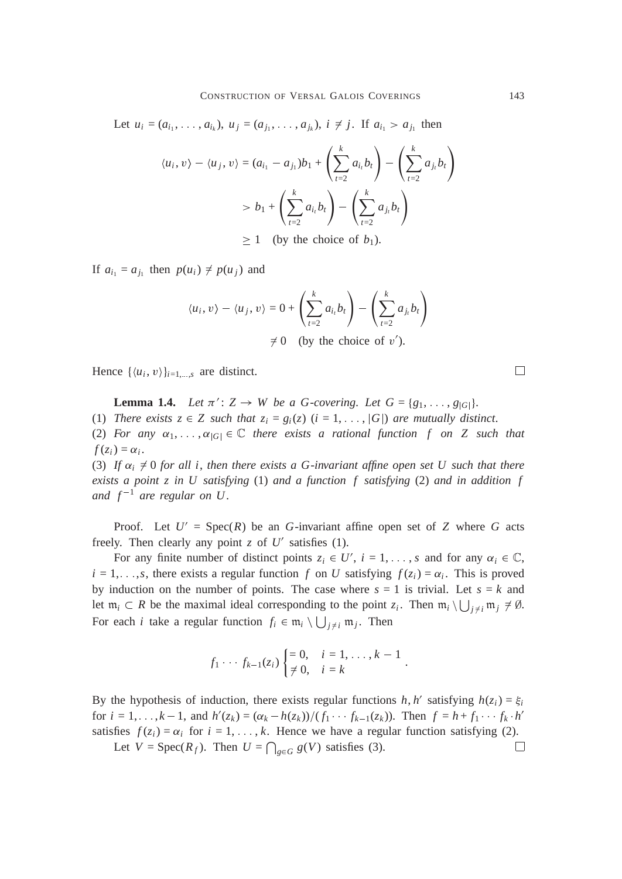Let $u_i = (a_{i_1}, \dots, a_{i_k})$, $u_j = (a_{j_1}, \dots, a_{j_k})$, $i \neq j$. If $a_{i_1} > a_{j_1}$ then

$$
\begin{aligned}
\langle u_i, v\rangle - \langle u_j, v\rangle &= (a_{i_1} - a_{j_1})b_1 + \left(\sum_{t=2}^{k} a_{i_t} b_t\right) - \left(\sum_{t=2}^{k} a_{j_t} b_t\right) \\
&> b_1 + \left(\sum_{t=2}^{k} a_{i_t} b_t\right) - \left(\sum_{t=2}^{k} a_{j_t} b_t\right) \\
&\geq 1 \quad \text{(by the choice of } b_1\text{)}.
\end{aligned}
$$

If $a_{i_1} = a_{j_1}$ then $p(u_i) \neq p(u_j)$ and

$$
\begin{aligned}
\langle u_i, v\rangle - \langle u_j, v\rangle &= 0 + \left(\sum_{t=2}^{k} a_{i_t} b_t\right) - \left(\sum_{t=2}^{k} a_{j_t} b_t\right) \\
&\neq 0 \quad \text{(by the choice of } v'\text{)}.
\end{aligned}
$$

Hence $\{\langle u_i, v\rangle\}_{i=1,\dots,s}$ are distinct. □

**Lemma 1.4.** *Let $\pi' \colon Z \to W$ be a $G$-covering. Let $G = \{g_1, \dots, g_{|G|}\}$.*
(1) *There exists $z \in Z$ such that $z_i = g_i(z)$ $(i = 1, \dots, |G|)$ are mutually distinct.*
(2) *For any $\alpha_1, \dots, \alpha_{|G|} \in \mathbb{C}$ there exists a rational function $f$ on $Z$ such that $f(z_i) = \alpha_i$.*
(3) *If $\alpha_i \neq 0$ for all $i$, then there exists a $G$-invariant affine open set $U$ such that there exists a point $z$ in $U$ satisfying* (1) *and a function $f$ satisfying* (2) *and in addition $f$ and $f^{-1}$ are regular on $U$.*

Proof. Let $U' = \operatorname{Spec}(R)$ be an $G$-invariant affine open set of $Z$ where $G$ acts freely. Then clearly any point $z$ of $U'$ satisfies (1).

For any finite number of distinct points $z_i \in U'$, $i = 1, \dots, s$ and for any $\alpha_i \in \mathbb{C}$, $i = 1, \dots, s$, there exists a regular function $f$ on $U$ satisfying $f(z_i) = \alpha_i$. This is proved by induction on the number of points. The case where $s = 1$ is trivial. Let $s = k$ and let $\mathfrak{m}_i \subset R$ be the maximal ideal corresponding to the point $z_i$. Then $\mathfrak{m}_i \setminus \bigcup_{j \neq i} \mathfrak{m}_j \neq \emptyset$. For each $i$ take a regular function $f_i \in \mathfrak{m}_i \setminus \bigcup_{j \neq i} \mathfrak{m}_j$. Then

$$
f_1 \cdots f_{k-1}(z_i) \begin{cases} = 0, & i = 1, \dots, k-1 \\ \neq 0, & i = k \end{cases}.
$$

By the hypothesis of induction, there exists regular functions $h, h'$ satisfying $h(z_i) = \xi_i$ for $i = 1, \dots, k-1$, and $h'(z_k) = (\alpha_k - h(z_k))/(f_1 \cdots f_{k-1}(z_k))$. Then $f = h + f_1 \cdots f_k \cdot h'$ satisfies $f(z_i) = \alpha_i$ for $i = 1, \dots, k$. Hence we have a regular function satisfying (2).

Let $V = \operatorname{Spec}(R_f)$. Then $U = \bigcap_{g \in G} g(V)$ satisfies (3). □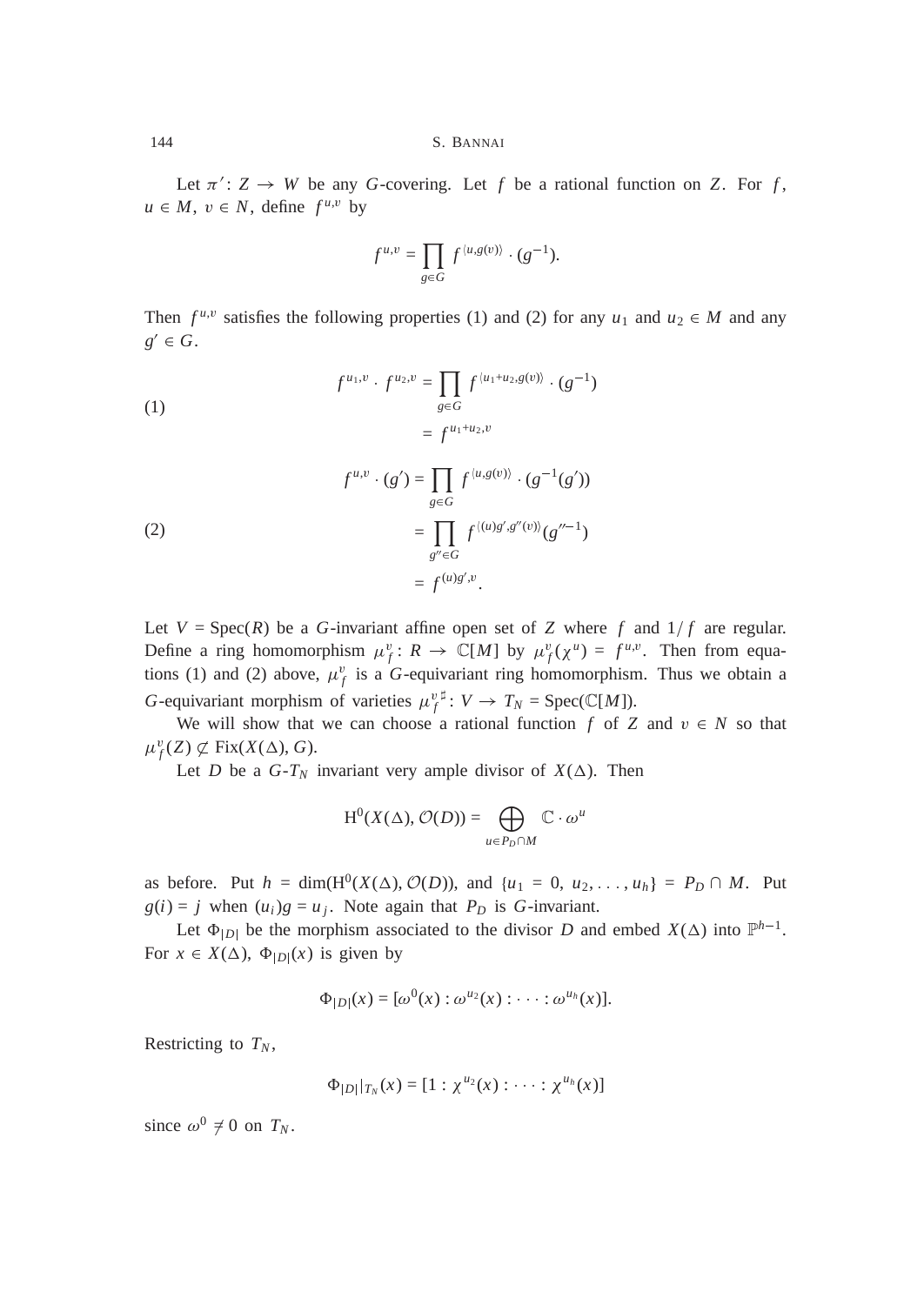Let $\pi' \colon Z \to W$ be any $G$-covering. Let $f$ be a rational function on $Z$. For $f$, $u \in M$, $v \in N$, define $f^{u,v}$ by

$$f^{u,v} = \prod_{g \in G} f^{\langle u, g(v) \rangle} \cdot (g^{-1}).$$

Then $f^{u,v}$ satisfies the following properties (1) and (2) for any $u_1$ and $u_2 \in M$ and any $g' \in G$.

$$\text{(1)} \qquad \begin{aligned} f^{u_1,v} \cdot f^{u_2,v} &= \prod_{g \in G} f^{\langle u_1+u_2, g(v) \rangle} \cdot (g^{-1}) \\ &= f^{u_1+u_2,v} \end{aligned}$$

$$\text{(2)} \qquad \begin{aligned} f^{u,v} \cdot (g') &= \prod_{g \in G} f^{\langle u, g(v) \rangle} \cdot (g^{-1}(g')) \\ &= \prod_{g'' \in G} f^{\langle (u)g', g''(v) \rangle} (g''^{-1}) \\ &= f^{(u)g',v}. \end{aligned}$$

Let $V = \operatorname{Spec}(R)$ be a $G$-invariant affine open set of $Z$ where $f$ and $1/f$ are regular. Define a ring homomorphism $\mu_f^v \colon R \to \mathbb{C}[M]$ by $\mu_f^v(\chi^u) = f^{u,v}$. Then from equations (1) and (2) above, $\mu_f^v$ is a $G$-equivariant ring homomorphism. Thus we obtain a $G$-equivariant morphism of varieties $\mu_f^{v\sharp} \colon V \to T_N = \operatorname{Spec}(\mathbb{C}[M])$.

We will show that we can choose a rational function $f$ of $Z$ and $v \in N$ so that $\mu_f^v(Z) \not\subset \operatorname{Fix}(X(\Delta), G)$.

Let $D$ be a $G$-$T_N$ invariant very ample divisor of $X(\Delta)$. Then

$$\mathrm{H}^0(X(\Delta), \mathcal{O}(D)) = \bigoplus_{u \in P_D \cap M} \mathbb{C} \cdot \omega^u$$

as before. Put $h = \dim(\mathrm{H}^0(X(\Delta), \mathcal{O}(D))$, and $\{u_1 = 0, u_2, \ldots, u_h\} = P_D \cap M$. Put $g(i) = j$ when $(u_i)g = u_j$. Note again that $P_D$ is $G$-invariant.

Let $\Phi_{|D|}$ be the morphism associated to the divisor $D$ and embed $X(\Delta)$ into $\mathbb{P}^{h-1}$. For $x \in X(\Delta)$, $\Phi_{|D|}(x)$ is given by

$$\Phi_{|D|}(x) = [\omega^0(x) : \omega^{u_2}(x) : \cdots : \omega^{u_h}(x)].$$

Restricting to $T_N$,

$$\Phi_{|D|}|_{T_N}(x) = [1 : \chi^{u_2}(x) : \cdots : \chi^{u_h}(x)]$$

since $\omega^0 \not\equiv 0$ on $T_N$.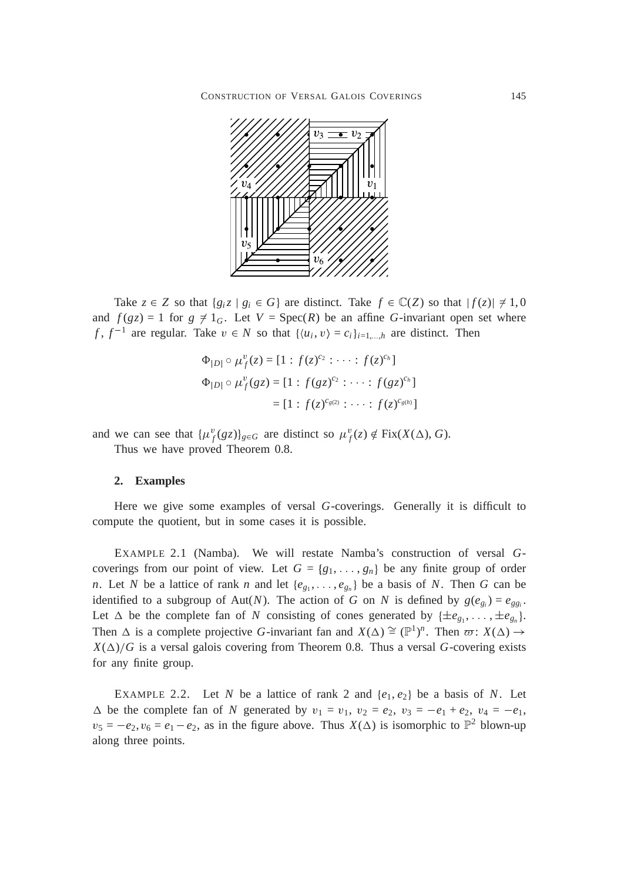Take $z \in Z$ so that $\{g_i z \mid g_i \in G\}$ are distinct. Take $f \in \mathbb{C}(Z)$ so that $|f(z)| \neq 1, 0$ and $f(gz) = 1$ for $g \neq 1_G$. Let $V = \operatorname{Spec}(R)$ be an affine $G$-invariant open set where $f$, $f^{-1}$ are regular. Take $v \in N$ so that $\{\langle u_i, v\rangle = c_i\}_{i=1,\dots,h}$ are distinct. Then

$$
\begin{aligned}
\Phi_{|D|} \circ \mu_f^v(z) &= [1 : f(z)^{c_2} : \cdots : f(z)^{c_h}] \\
\Phi_{|D|} \circ \mu_f^v(gz) &= [1 : f(gz)^{c_2} : \cdots : f(gz)^{c_h}] \\
&= [1 : f(z)^{c_{g(2)}} : \cdots : f(z)^{c_{g(h)}}]
\end{aligned}
$$

and we can see that $\{\mu_f^v(gz)\}_{g\in G}$ are distinct so $\mu_f^v(z) \notin \operatorname{Fix}(X(\Delta), G)$.

Thus we have proved Theorem 0.8.

## 2. Examples

Here we give some examples of versal $G$-coverings. Generally it is difficult to compute the quotient, but in some cases it is possible.

Example 2.1 (Namba). We will restate Namba's construction of versal $G$-coverings from our point of view. Let $G = \{g_1, \dots, g_n\}$ be any finite group of order $n$. Let $N$ be a lattice of rank $n$ and let $\{e_{g_1}, \dots, e_{g_n}\}$ be a basis of $N$. Then $G$ can be identified to a subgroup of $\operatorname{Aut}(N)$. The action of $G$ on $N$ is defined by $g(e_{g_i}) = e_{gg_i}$. Let $\Delta$ be the complete fan of $N$ consisting of cones generated by $\{\pm e_{g_1}, \dots, \pm e_{g_n}\}$. Then $\Delta$ is a complete projective $G$-invariant fan and $X(\Delta) \cong (\mathbb{P}^1)^n$. Then $\varpi\colon X(\Delta) \to X(\Delta)/G$ is a versal galois covering from Theorem 0.8. Thus a versal $G$-covering exists for any finite group.

Example 2.2. Let $N$ be a lattice of rank 2 and $\{e_1, e_2\}$ be a basis of $N$. Let $\Delta$ be the complete fan of $N$ generated by $v_1 = v_1$, $v_2 = e_2$, $v_3 = -e_1 + e_2$, $v_4 = -e_1$, $v_5 = -e_2, v_6 = e_1 - e_2$, as in the figure above. Thus $X(\Delta)$ is isomorphic to $\mathbb{P}^2$ blown-up along three points.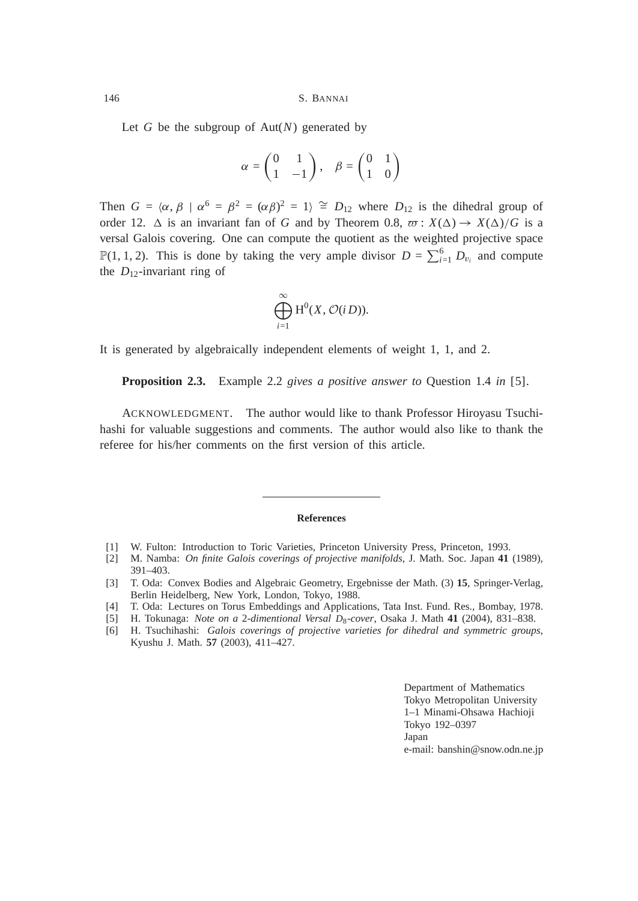Let $G$ be the subgroup of $\mathrm{Aut}(N)$ generated by

$$\alpha = \begin{pmatrix} 0 & 1 \\ 1 & -1 \end{pmatrix}, \quad \beta = \begin{pmatrix} 0 & 1 \\ 1 & 0 \end{pmatrix}$$

Then $G = \langle \alpha, \beta \mid \alpha^6 = \beta^2 = (\alpha\beta)^2 = 1 \rangle \cong D_{12}$ where $D_{12}$ is the dihedral group of order 12. $\Delta$ is an invariant fan of $G$ and by Theorem 0.8, $\varpi : X(\Delta) \to X(\Delta)/G$ is a versal Galois covering. One can compute the quotient as the weighted projective space $\mathbb{P}(1, 1, 2)$. This is done by taking the very ample divisor $D = \sum_{i=1}^{6} D_{v_i}$ and compute the $D_{12}$-invariant ring of

$$\bigoplus_{i=1}^{\infty} \mathrm{H}^0(X, \mathcal{O}(iD)).$$

It is generated by algebraically independent elements of weight 1, 1, and 2.

**Proposition 2.3.** Example 2.2 *gives a positive answer to* Question 1.4 *in* [5].

ACKNOWLEDGMENT. The author would like to thank Professor Hiroyasu Tsuchihashi for valuable suggestions and comments. The author would also like to thank the referee for his/her comments on the first version of this article.

## References

[1] W. Fulton: Introduction to Toric Varieties, Princeton University Press, Princeton, 1993.

[2] M. Namba: *On finite Galois coverings of projective manifolds*, J. Math. Soc. Japan **41** (1989), 391–403.

[3] T. Oda: Convex Bodies and Algebraic Geometry, Ergebnisse der Math. (3) **15**, Springer-Verlag, Berlin Heidelberg, New York, London, Tokyo, 1988.

[4] T. Oda: Lectures on Torus Embeddings and Applications, Tata Inst. Fund. Res., Bombay, 1978.

[5] H. Tokunaga: *Note on a 2-dimentional Versal $D_8$-cover*, Osaka J. Math **41** (2004), 831–838.

[6] H. Tsuchihashi: *Galois coverings of projective varieties for dihedral and symmetric groups*, Kyushu J. Math. **57** (2003), 411–427.

Department of Mathematics
Tokyo Metropolitan University
1–1 Minami-Ohsawa Hachioji
Tokyo 192–0397
Japan
e-mail: banshin@snow.odn.ne.jp